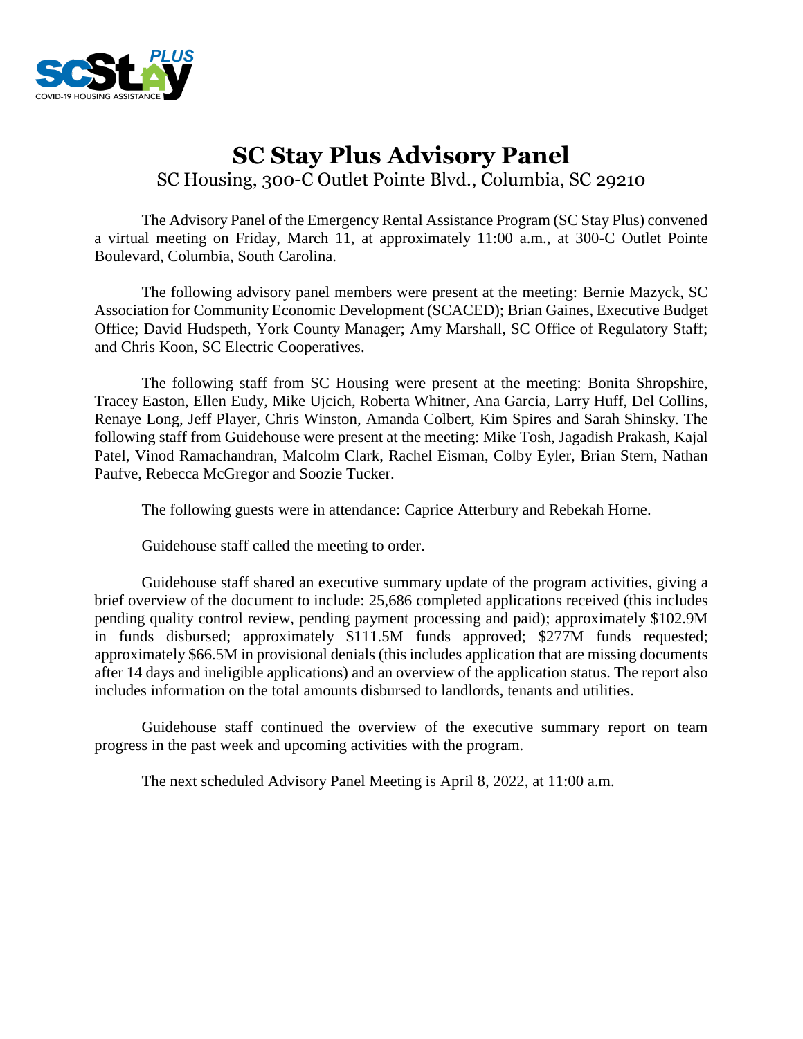# SC Stay Plus Advisory Panel

SC Housing, 300-C Outlet Pointe Blvd., Columbia, SC 29210

The Advisory Panel of the Emergency Rental Assistance Program (SC Stay Plus) convened a virtual meeting on Friday, March 11, at approximately 11:00 a.m., at 300-C Outlet Pointe Boulevard, Columbia, South Carolina.

The following advisory panel members were present at the meeting: Bernie Mazyck, SC Association for Community Economic Development (SCACED); Brian Gaines, Executive Budget Office; David Hudspeth, York County Manager; Amy Marshall, SC Office of Regulatory Staff; and Chris Koon, SC Electric Cooperatives.

The following staff from SC Housing were present at the meeting: Bonita Shropshire, Tracey Easton, Ellen Eudy, Mike Ujcich, Roberta Whitner, Ana Garcia, Larry Huff, Del Collins, Renaye Long, Jeff Player, Chris Winston, Amanda Colbert, Kim Spires and Sarah Shinsky. The following staff from Guidehouse were present at the meeting: Mike Tosh, Jagadish Prakash, Kajal Patel, Vinod Ramachandran, Malcolm Clark, Rachel Eisman, Colby Eyler, Brian Stern, Nathan Paufve, Rebecca McGregor and Soozie Tucker.

The following guests were in attendance: Caprice Atterbury and Rebekah Horne.

Guidehouse staff called the meeting to order.

Guidehouse staff shared an executive summary update of the program activities, giving a brief overview of the document to include: 25,686 completed applications received (this includes pending quality control review, pending payment processing and paid); approximately $102.9M in funds disbursed; approximately $111.5M funds approved; $277M funds requested; approximately $66.5M in provisional denials (this includes application that are missing documents after 14 days and ineligible applications) and an overview of the application status. The report also includes information on the total amounts disbursed to landlords, tenants and utilities.

Guidehouse staff continued the overview of the executive summary report on team progress in the past week and upcoming activities with the program.

The next scheduled Advisory Panel Meeting is April 8, 2022, at 11:00 a.m.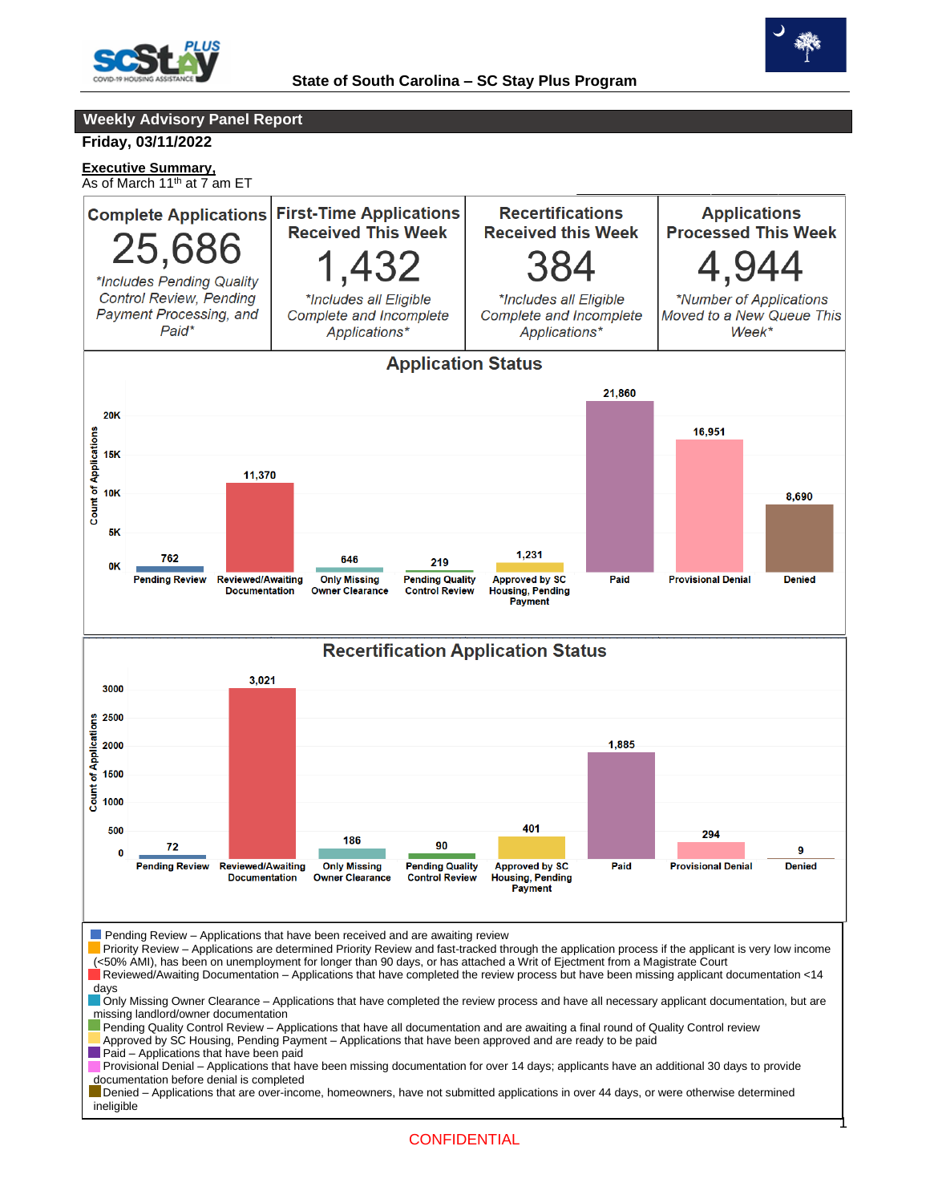State of South Carolina – SC Stay Plus Program

## Weekly Advisory Panel Report

**Friday, 03/11/2022**

**Executive Summary,**

As of March 11th at 7 am ET

| Complete Applications | First-Time Applications Received This Week | Recertifications Received this Week | Applications Processed This Week |
|---|---|---|---|
| 25,686 | 1,432 | 384 | 4,944 |
| *Includes Pending Quality Control Review, Pending Payment Processing, and Paid* | *Includes all Eligible Complete and Incomplete Applications* | *Includes all Eligible Complete and Incomplete Applications* | *Number of Applications Moved to a New Queue This Week* |

### Application Status

| Status | Count of Applications |
|---|---|
| Pending Review | 762 |
| Reviewed/Awaiting Documentation | 11,370 |
| Only Missing Owner Clearance | 646 |
| Pending Quality Control Review | 219 |
| Approved by SC Housing, Pending Payment | 1,231 |
| Paid | 21,860 |
| Provisional Denial | 16,951 |
| Denied | 8,690 |

### Recertification Application Status

| Status | Count of Applications |
|---|---|
| Pending Review | 72 |
| Reviewed/Awaiting Documentation | 3,021 |
| Only Missing Owner Clearance | 186 |
| Pending Quality Control Review | 90 |
| Approved by SC Housing, Pending Payment | 401 |
| Paid | 1,885 |
| Provisional Denial | 294 |
| Denied | 9 |

- Pending Review – Applications that have been received and are awaiting review
- Priority Review – Applications are determined Priority Review and fast-tracked through the application process if the applicant is very low income (<50% AMI), has been on unemployment for longer than 90 days, or has attached a Writ of Ejectment from a Magistrate Court
- Reviewed/Awaiting Documentation – Applications that have completed the review process but have been missing applicant documentation <14 days
- Only Missing Owner Clearance – Applications that have completed the review process and have all necessary applicant documentation, but are missing landlord/owner documentation
- Pending Quality Control Review – Applications that have all documentation and are awaiting a final round of Quality Control review
- Approved by SC Housing, Pending Payment – Applications that have been approved and are ready to be paid
- Paid – Applications that have been paid
- Provisional Denial – Applications that have been missing documentation for over 14 days; applicants have an additional 30 days to provide documentation before denial is completed
- Denied – Applications that are over-income, homeowners, have not submitted applications in over 44 days, or were otherwise determined ineligible

CONFIDENTIAL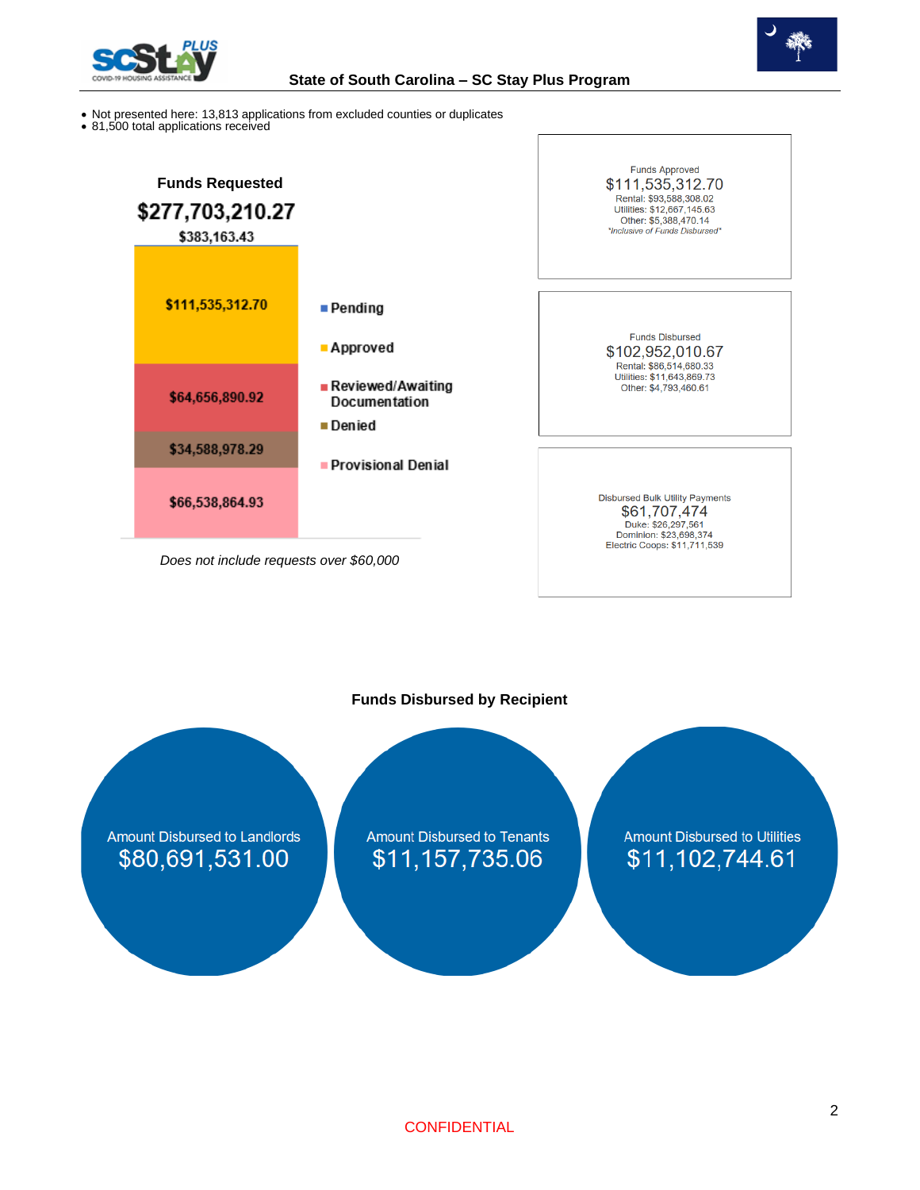## State of South Carolina – SC Stay Plus Program

- Not presented here: 13,813 applications from excluded counties or duplicates
- 81,500 total applications received

### Funds Requested

**$277,703,210.27**

| Status | Amount |
|---|---|
| Pending | $383,163.43 |
| Approved | $111,535,312.70 |
| Reviewed/Awaiting Documentation | $64,656,890.92 |
| Denied | $34,588,978.29 |
| Provisional Denial | $66,538,864.93 |

*Does not include requests over $60,000*

**Funds Approved**
$111,535,312.70
Rental: $93,588,308.02
Utilities: $12,667,145.63
Other: $5,388,470.14
*\*Inclusive of Funds Disbursed\**

**Funds Disbursed**
$102,952,010.67
Rental: $86,514,680.33
Utilities: $11,643,869.73
Other: $4,793,460.61

**Disbursed Bulk Utility Payments**
$61,707,474
Duke: $26,297,561
Dominion: $23,698,374
Electric Coops: $11,711,539

### Funds Disbursed by Recipient

| Amount Disbursed to Landlords | Amount Disbursed to Tenants | Amount Disbursed to Utilities |
|---|---|---|
| $80,691,531.00 | $11,157,735.06 | $11,102,744.61 |

CONFIDENTIAL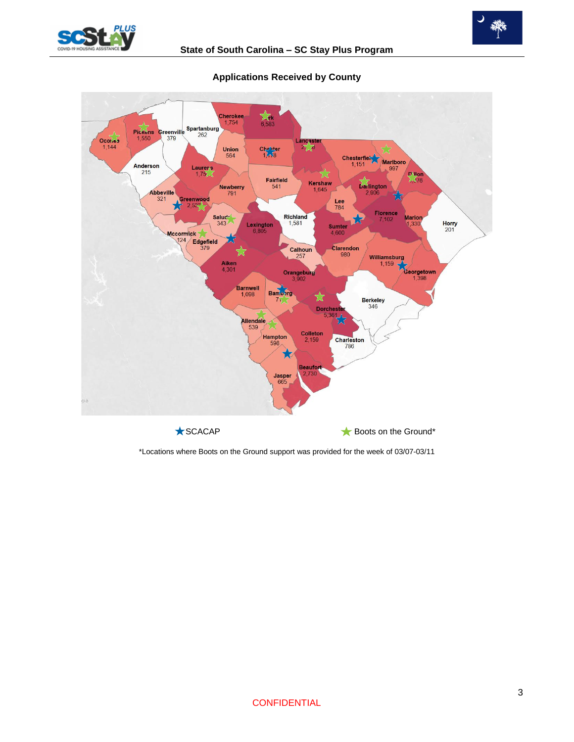## Applications Received by County

| County | Applications |
| --- | --- |
| Cherokee | 1,754 |
| York | 6,583 |
| Pickens | 1,550 |
| Greenville | 379 |
| Spartanburg | 262 |
| Oconee | 1,144 |
| Union | 564 |
| Chester | 1,138 |
| Lancaster | 2,3?8 |
| Chesterfield | 1,151 |
| Marlboro | 997 |
| Anderson | 215 |
| Laurens | 1,75? |
| Dillon | ?76 |
| Fairfield | 541 |
| Kershaw | 1,645 |
| Darlington | 2,906 |
| Newberry | 791 |
| Abbeville | 321 |
| Greenwood | 2,5?? |
| Lee | 784 |
| Saluda | 343 |
| Lexington | 6,805 |
| Richland | 1,581 |
| Florence | 7,102 |
| Marion | 1,330 |
| Horry | 201 |
| Sumter | 4,600 |
| Mccormick | 124 |
| Edgefield | 379 |
| Calhoun | 257 |
| Clarendon | 980 |
| Aiken | 4,301 |
| Williamsburg | 1,159 |
| Orangeburg | 3,902 |
| Georgetown | 1,398 |
| Barnwell | 1,098 |
| Bamberg | 7?? |
| Berkeley | 346 |
| Dorchester | 5,361 |
| Allendale | 539 |
| Colleton | 2,159 |
| Charleston | 786 |
| Hampton | 598 |
| Beaufort | 2,730 |
| Jasper | 665 |

★ SCACAP ★ Boots on the Ground*

*Locations where Boots on the Ground support was provided for the week of 03/07-03/11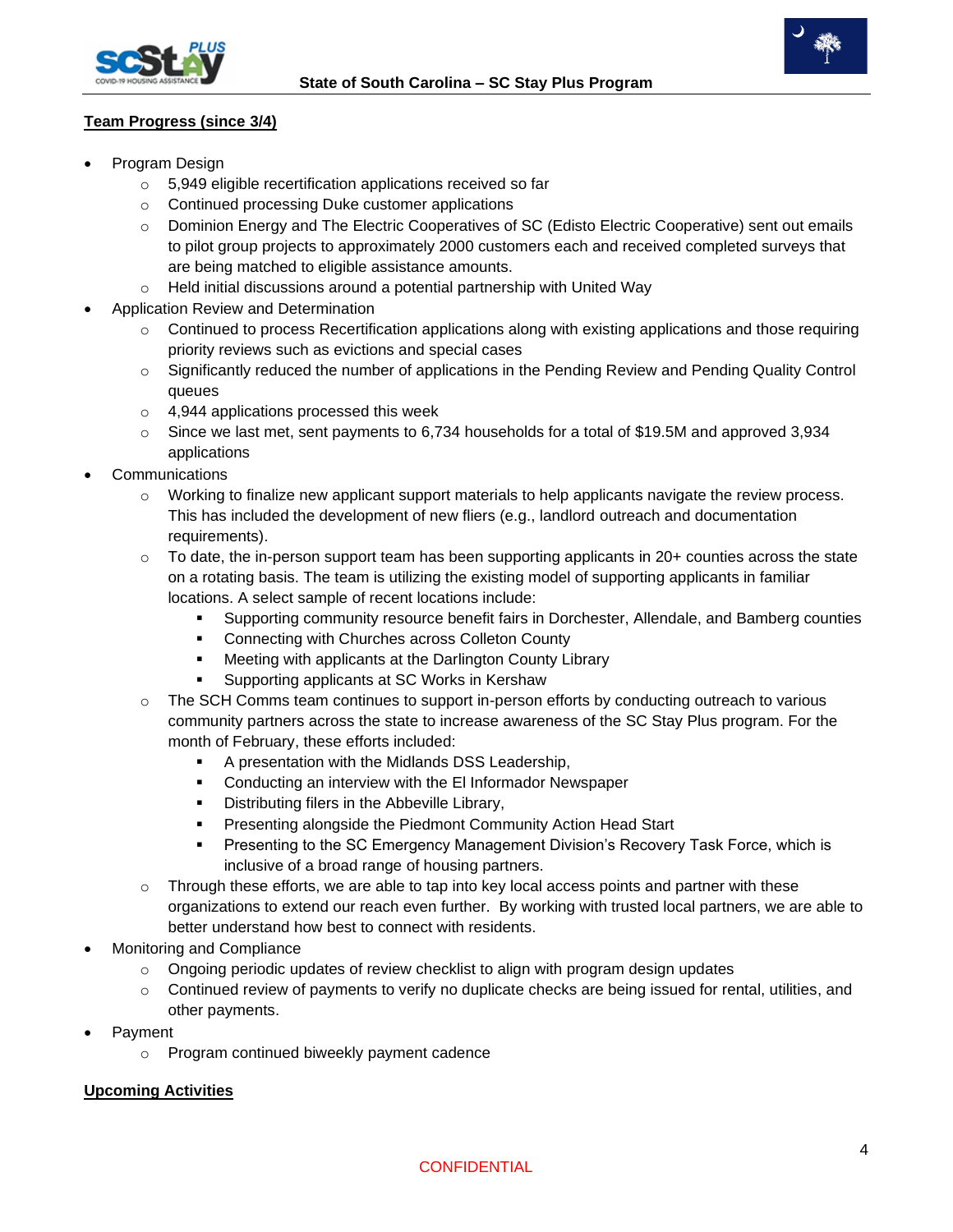**Team Progress (since 3/4)**

- Program Design
  - 5,949 eligible recertification applications received so far
  - Continued processing Duke customer applications
  - Dominion Energy and The Electric Cooperatives of SC (Edisto Electric Cooperative) sent out emails to pilot group projects to approximately 2000 customers each and received completed surveys that are being matched to eligible assistance amounts.
  - Held initial discussions around a potential partnership with United Way
- Application Review and Determination
  - Continued to process Recertification applications along with existing applications and those requiring priority reviews such as evictions and special cases
  - Significantly reduced the number of applications in the Pending Review and Pending Quality Control queues
  - 4,944 applications processed this week
  - Since we last met, sent payments to 6,734 households for a total of $19.5M and approved 3,934 applications
- Communications
  - Working to finalize new applicant support materials to help applicants navigate the review process. This has included the development of new fliers (e.g., landlord outreach and documentation requirements).
  - To date, the in-person support team has been supporting applicants in 20+ counties across the state on a rotating basis. The team is utilizing the existing model of supporting applicants in familiar locations. A select sample of recent locations include:
    - Supporting community resource benefit fairs in Dorchester, Allendale, and Bamberg counties
    - Connecting with Churches across Colleton County
    - Meeting with applicants at the Darlington County Library
    - Supporting applicants at SC Works in Kershaw
  - The SCH Comms team continues to support in-person efforts by conducting outreach to various community partners across the state to increase awareness of the SC Stay Plus program. For the month of February, these efforts included:
    - A presentation with the Midlands DSS Leadership,
    - Conducting an interview with the El Informador Newspaper
    - Distributing filers in the Abbeville Library,
    - Presenting alongside the Piedmont Community Action Head Start
    - Presenting to the SC Emergency Management Division's Recovery Task Force, which is inclusive of a broad range of housing partners.
  - Through these efforts, we are able to tap into key local access points and partner with these organizations to extend our reach even further. By working with trusted local partners, we are able to better understand how best to connect with residents.
- Monitoring and Compliance
  - Ongoing periodic updates of review checklist to align with program design updates
  - Continued review of payments to verify no duplicate checks are being issued for rental, utilities, and other payments.
- Payment
  - Program continued biweekly payment cadence

**Upcoming Activities**

CONFIDENTIAL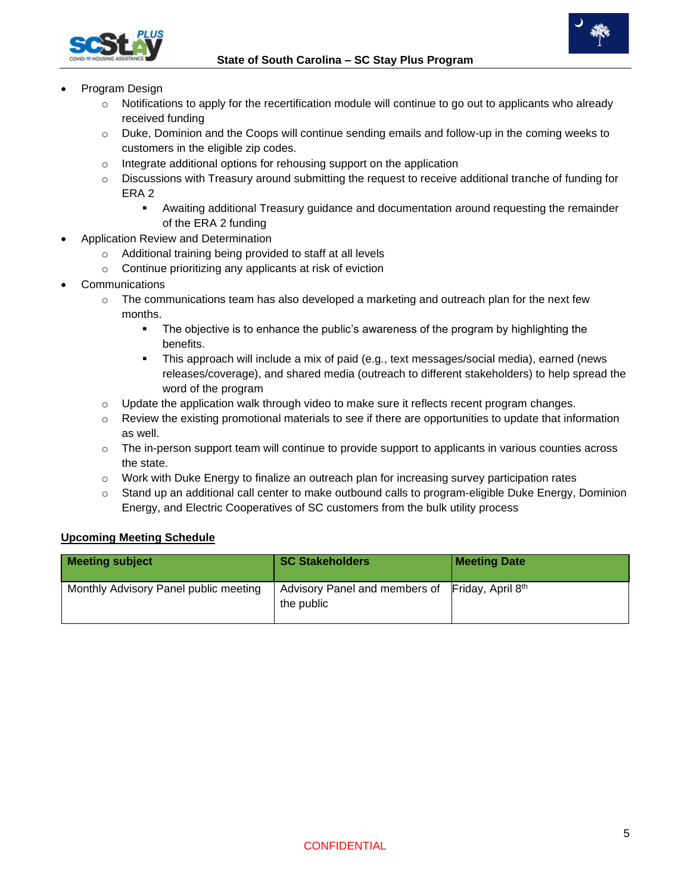- Program Design
  - Notifications to apply for the recertification module will continue to go out to applicants who already received funding
  - Duke, Dominion and the Coops will continue sending emails and follow-up in the coming weeks to customers in the eligible zip codes.
  - Integrate additional options for rehousing support on the application
  - Discussions with Treasury around submitting the request to receive additional tranche of funding for ERA 2
    - Awaiting additional Treasury guidance and documentation around requesting the remainder of the ERA 2 funding
- Application Review and Determination
  - Additional training being provided to staff at all levels
  - Continue prioritizing any applicants at risk of eviction
- Communications
  - The communications team has also developed a marketing and outreach plan for the next few months.
    - The objective is to enhance the public's awareness of the program by highlighting the benefits.
    - This approach will include a mix of paid (e.g., text messages/social media), earned (news releases/coverage), and shared media (outreach to different stakeholders) to help spread the word of the program
  - Update the application walk through video to make sure it reflects recent program changes.
  - Review the existing promotional materials to see if there are opportunities to update that information as well.
  - The in-person support team will continue to provide support to applicants in various counties across the state.
  - Work with Duke Energy to finalize an outreach plan for increasing survey participation rates
  - Stand up an additional call center to make outbound calls to program-eligible Duke Energy, Dominion Energy, and Electric Cooperatives of SC customers from the bulk utility process

**Upcoming Meeting Schedule**

| Meeting subject | SC Stakeholders | Meeting Date |
|---|---|---|
| Monthly Advisory Panel public meeting | Advisory Panel and members of the public | Friday, April 8th |

CONFIDENTIAL